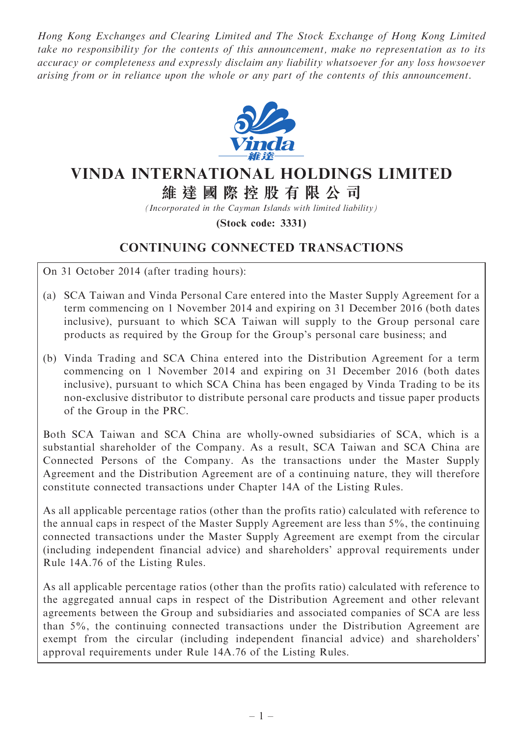*Hong Kong Exchanges and Clearing Limited and The Stock Exchange of Hong Kong Limited take no responsibility for the contents of this announcement, make no representation as to its accuracy or completeness and expressly disclaim any liability whatsoever for any loss howsoever arising from or in reliance upon the whole or any part of the contents of this announcement.*

# VINDA INTERNATIONAL HOLDINGS LIMITED

# 維達國際控股有限公司

*(Incorporated in the Cayman Islands with limited liability)*

**(Stock code: 3331)**

## CONTINUING CONNECTED TRANSACTIONS

On 31 October 2014 (after trading hours):

(a) SCA Taiwan and Vinda Personal Care entered into the Master Supply Agreement for a term commencing on 1 November 2014 and expiring on 31 December 2016 (both dates inclusive), pursuant to which SCA Taiwan will supply to the Group personal care products as required by the Group for the Group's personal care business; and

(b) Vinda Trading and SCA China entered into the Distribution Agreement for a term commencing on 1 November 2014 and expiring on 31 December 2016 (both dates inclusive), pursuant to which SCA China has been engaged by Vinda Trading to be its non-exclusive distributor to distribute personal care products and tissue paper products of the Group in the PRC.

Both SCA Taiwan and SCA China are wholly-owned subsidiaries of SCA, which is a substantial shareholder of the Company. As a result, SCA Taiwan and SCA China are Connected Persons of the Company. As the transactions under the Master Supply Agreement and the Distribution Agreement are of a continuing nature, they will therefore constitute connected transactions under Chapter 14A of the Listing Rules.

As all applicable percentage ratios (other than the profits ratio) calculated with reference to the annual caps in respect of the Master Supply Agreement are less than 5%, the continuing connected transactions under the Master Supply Agreement are exempt from the circular (including independent financial advice) and shareholders' approval requirements under Rule 14A.76 of the Listing Rules.

As all applicable percentage ratios (other than the profits ratio) calculated with reference to the aggregated annual caps in respect of the Distribution Agreement and other relevant agreements between the Group and subsidiaries and associated companies of SCA are less than 5%, the continuing connected transactions under the Distribution Agreement are exempt from the circular (including independent financial advice) and shareholders' approval requirements under Rule 14A.76 of the Listing Rules.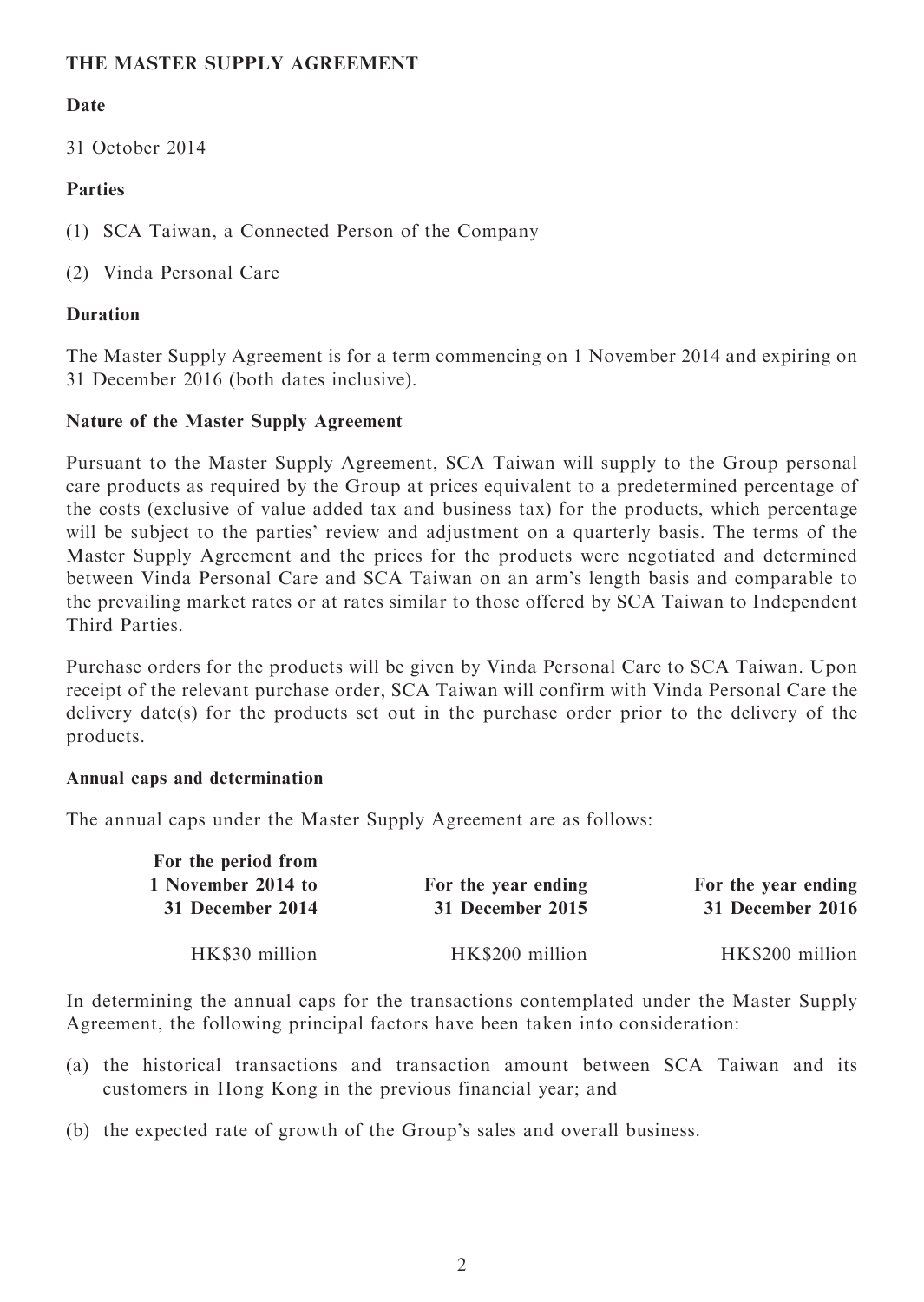## THE MASTER SUPPLY AGREEMENT

**Date**

31 October 2014

**Parties**

(1) SCA Taiwan, a Connected Person of the Company

(2) Vinda Personal Care

**Duration**

The Master Supply Agreement is for a term commencing on 1 November 2014 and expiring on 31 December 2016 (both dates inclusive).

**Nature of the Master Supply Agreement**

Pursuant to the Master Supply Agreement, SCA Taiwan will supply to the Group personal care products as required by the Group at prices equivalent to a predetermined percentage of the costs (exclusive of value added tax and business tax) for the products, which percentage will be subject to the parties' review and adjustment on a quarterly basis. The terms of the Master Supply Agreement and the prices for the products were negotiated and determined between Vinda Personal Care and SCA Taiwan on an arm's length basis and comparable to the prevailing market rates or at rates similar to those offered by SCA Taiwan to Independent Third Parties.

Purchase orders for the products will be given by Vinda Personal Care to SCA Taiwan. Upon receipt of the relevant purchase order, SCA Taiwan will confirm with Vinda Personal Care the delivery date(s) for the products set out in the purchase order prior to the delivery of the products.

**Annual caps and determination**

The annual caps under the Master Supply Agreement are as follows:

| For the period from 1 November 2014 to 31 December 2014 | For the year ending 31 December 2015 | For the year ending 31 December 2016 |
|---|---|---|
| HK$30 million | HK$200 million | HK$200 million |

In determining the annual caps for the transactions contemplated under the Master Supply Agreement, the following principal factors have been taken into consideration:

(a) the historical transactions and transaction amount between SCA Taiwan and its customers in Hong Kong in the previous financial year; and

(b) the expected rate of growth of the Group's sales and overall business.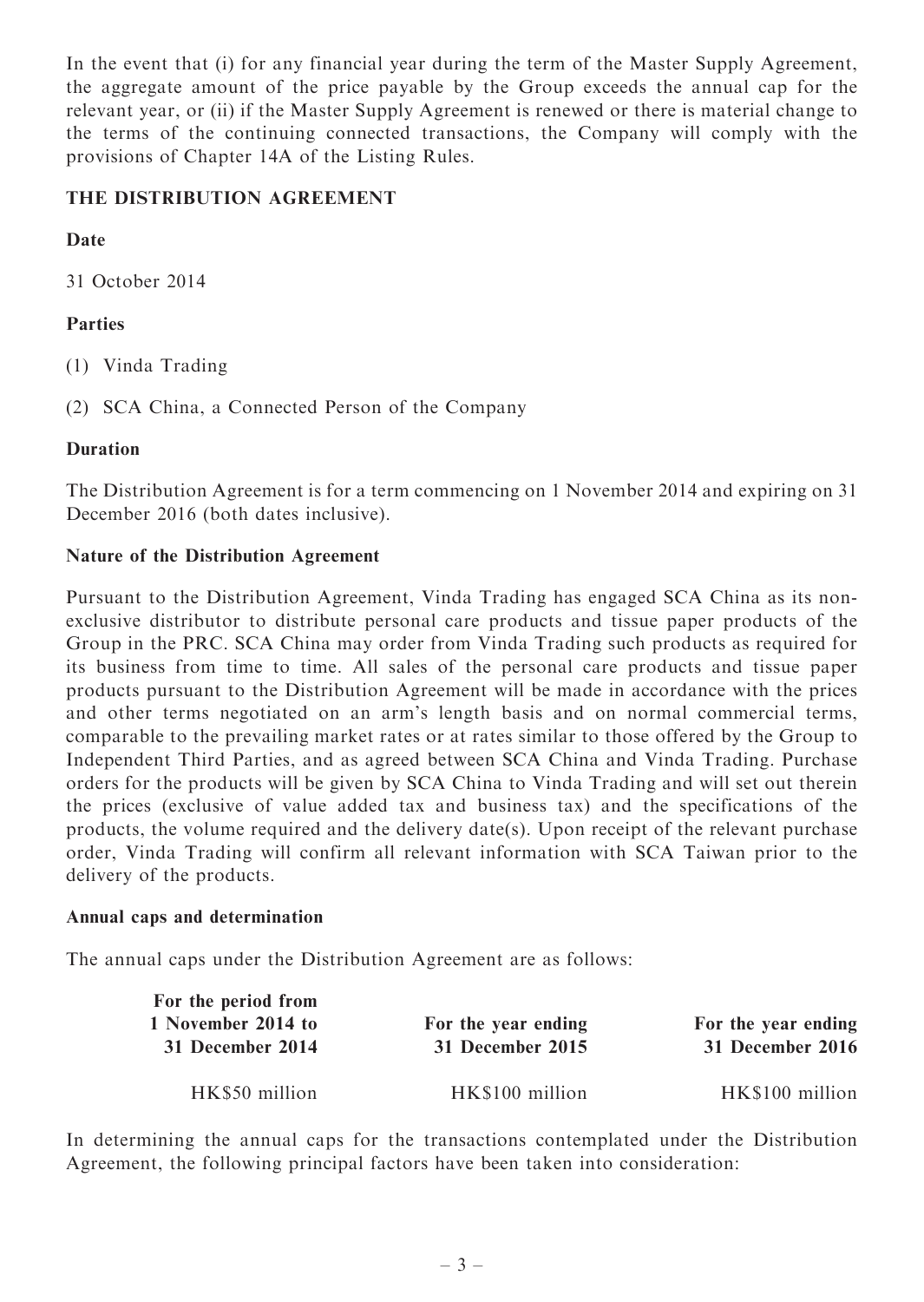In the event that (i) for any financial year during the term of the Master Supply Agreement, the aggregate amount of the price payable by the Group exceeds the annual cap for the relevant year, or (ii) if the Master Supply Agreement is renewed or there is material change to the terms of the continuing connected transactions, the Company will comply with the provisions of Chapter 14A of the Listing Rules.

## THE DISTRIBUTION AGREEMENT

**Date**

31 October 2014

**Parties**

(1) Vinda Trading

(2) SCA China, a Connected Person of the Company

**Duration**

The Distribution Agreement is for a term commencing on 1 November 2014 and expiring on 31 December 2016 (both dates inclusive).

**Nature of the Distribution Agreement**

Pursuant to the Distribution Agreement, Vinda Trading has engaged SCA China as its non-exclusive distributor to distribute personal care products and tissue paper products of the Group in the PRC. SCA China may order from Vinda Trading such products as required for its business from time to time. All sales of the personal care products and tissue paper products pursuant to the Distribution Agreement will be made in accordance with the prices and other terms negotiated on an arm's length basis and on normal commercial terms, comparable to the prevailing market rates or at rates similar to those offered by the Group to Independent Third Parties, and as agreed between SCA China and Vinda Trading. Purchase orders for the products will be given by SCA China to Vinda Trading and will set out therein the prices (exclusive of value added tax and business tax) and the specifications of the products, the volume required and the delivery date(s). Upon receipt of the relevant purchase order, Vinda Trading will confirm all relevant information with SCA Taiwan prior to the delivery of the products.

**Annual caps and determination**

The annual caps under the Distribution Agreement are as follows:

| For the period from 1 November 2014 to 31 December 2014 | For the year ending 31 December 2015 | For the year ending 31 December 2016 |
|---|---|---|
| HK$50 million | HK$100 million | HK$100 million |

In determining the annual caps for the transactions contemplated under the Distribution Agreement, the following principal factors have been taken into consideration: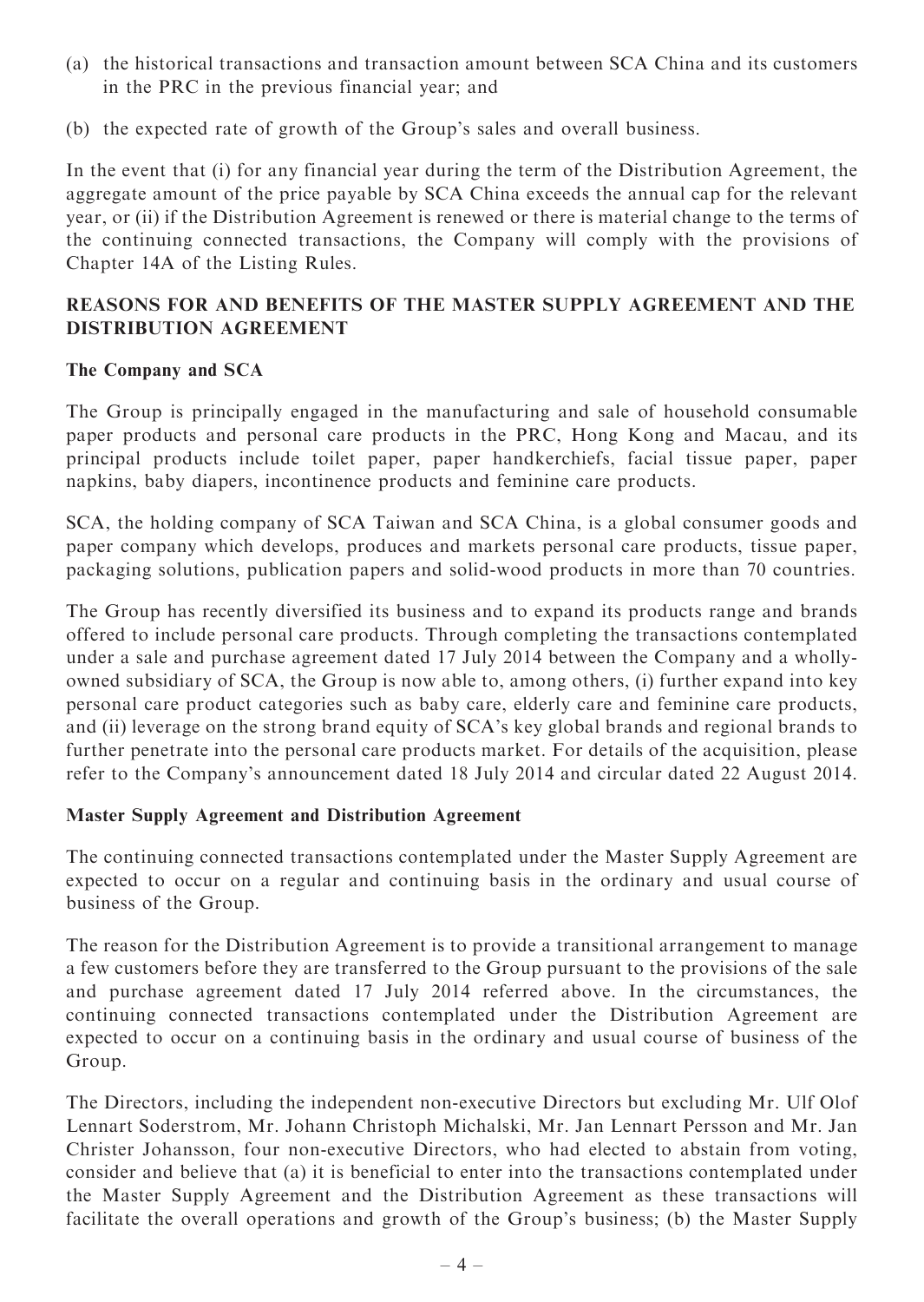(a) the historical transactions and transaction amount between SCA China and its customers in the PRC in the previous financial year; and

(b) the expected rate of growth of the Group's sales and overall business.

In the event that (i) for any financial year during the term of the Distribution Agreement, the aggregate amount of the price payable by SCA China exceeds the annual cap for the relevant year, or (ii) if the Distribution Agreement is renewed or there is material change to the terms of the continuing connected transactions, the Company will comply with the provisions of Chapter 14A of the Listing Rules.

## REASONS FOR AND BENEFITS OF THE MASTER SUPPLY AGREEMENT AND THE DISTRIBUTION AGREEMENT

### The Company and SCA

The Group is principally engaged in the manufacturing and sale of household consumable paper products and personal care products in the PRC, Hong Kong and Macau, and its principal products include toilet paper, paper handkerchiefs, facial tissue paper, paper napkins, baby diapers, incontinence products and feminine care products.

SCA, the holding company of SCA Taiwan and SCA China, is a global consumer goods and paper company which develops, produces and markets personal care products, tissue paper, packaging solutions, publication papers and solid-wood products in more than 70 countries.

The Group has recently diversified its business and to expand its products range and brands offered to include personal care products. Through completing the transactions contemplated under a sale and purchase agreement dated 17 July 2014 between the Company and a wholly-owned subsidiary of SCA, the Group is now able to, among others, (i) further expand into key personal care product categories such as baby care, elderly care and feminine care products, and (ii) leverage on the strong brand equity of SCA's key global brands and regional brands to further penetrate into the personal care products market. For details of the acquisition, please refer to the Company's announcement dated 18 July 2014 and circular dated 22 August 2014.

### Master Supply Agreement and Distribution Agreement

The continuing connected transactions contemplated under the Master Supply Agreement are expected to occur on a regular and continuing basis in the ordinary and usual course of business of the Group.

The reason for the Distribution Agreement is to provide a transitional arrangement to manage a few customers before they are transferred to the Group pursuant to the provisions of the sale and purchase agreement dated 17 July 2014 referred above. In the circumstances, the continuing connected transactions contemplated under the Distribution Agreement are expected to occur on a continuing basis in the ordinary and usual course of business of the Group.

The Directors, including the independent non-executive Directors but excluding Mr. Ulf Olof Lennart Soderstrom, Mr. Johann Christoph Michalski, Mr. Jan Lennart Persson and Mr. Jan Christer Johansson, four non-executive Directors, who had elected to abstain from voting, consider and believe that (a) it is beneficial to enter into the transactions contemplated under the Master Supply Agreement and the Distribution Agreement as these transactions will facilitate the overall operations and growth of the Group's business; (b) the Master Supply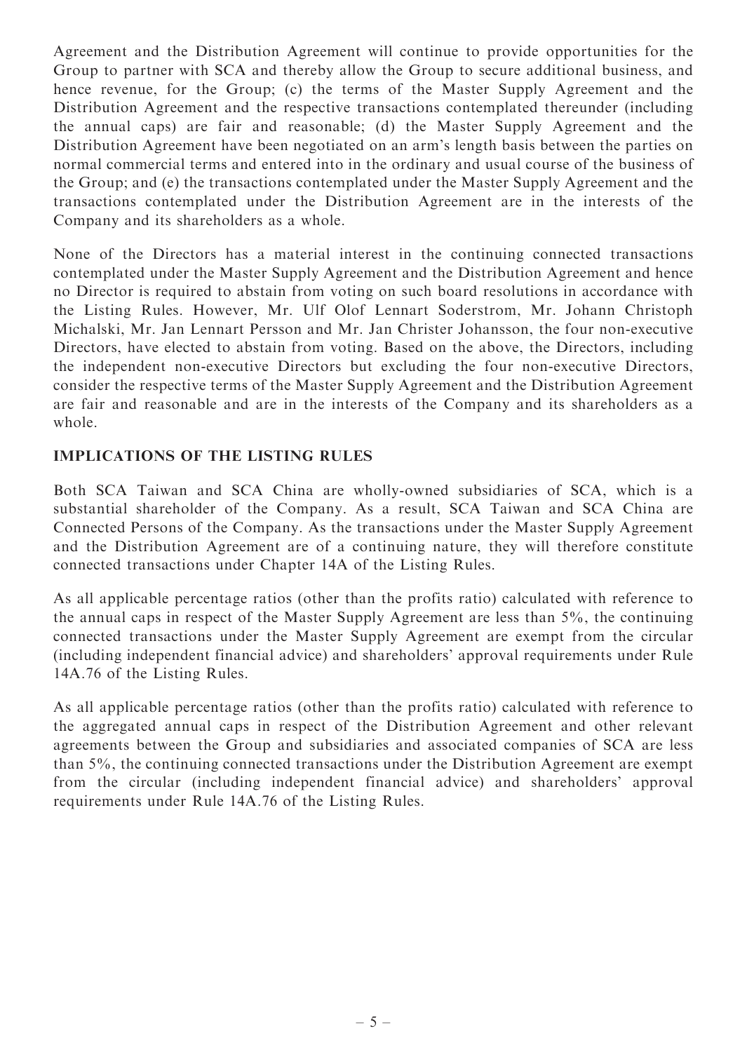Agreement and the Distribution Agreement will continue to provide opportunities for the Group to partner with SCA and thereby allow the Group to secure additional business, and hence revenue, for the Group; (c) the terms of the Master Supply Agreement and the Distribution Agreement and the respective transactions contemplated thereunder (including the annual caps) are fair and reasonable; (d) the Master Supply Agreement and the Distribution Agreement have been negotiated on an arm's length basis between the parties on normal commercial terms and entered into in the ordinary and usual course of the business of the Group; and (e) the transactions contemplated under the Master Supply Agreement and the transactions contemplated under the Distribution Agreement are in the interests of the Company and its shareholders as a whole.

None of the Directors has a material interest in the continuing connected transactions contemplated under the Master Supply Agreement and the Distribution Agreement and hence no Director is required to abstain from voting on such board resolutions in accordance with the Listing Rules. However, Mr. Ulf Olof Lennart Soderstrom, Mr. Johann Christoph Michalski, Mr. Jan Lennart Persson and Mr. Jan Christer Johansson, the four non-executive Directors, have elected to abstain from voting. Based on the above, the Directors, including the independent non-executive Directors but excluding the four non-executive Directors, consider the respective terms of the Master Supply Agreement and the Distribution Agreement are fair and reasonable and are in the interests of the Company and its shareholders as a whole.

## IMPLICATIONS OF THE LISTING RULES

Both SCA Taiwan and SCA China are wholly-owned subsidiaries of SCA, which is a substantial shareholder of the Company. As a result, SCA Taiwan and SCA China are Connected Persons of the Company. As the transactions under the Master Supply Agreement and the Distribution Agreement are of a continuing nature, they will therefore constitute connected transactions under Chapter 14A of the Listing Rules.

As all applicable percentage ratios (other than the profits ratio) calculated with reference to the annual caps in respect of the Master Supply Agreement are less than 5%, the continuing connected transactions under the Master Supply Agreement are exempt from the circular (including independent financial advice) and shareholders' approval requirements under Rule 14A.76 of the Listing Rules.

As all applicable percentage ratios (other than the profits ratio) calculated with reference to the aggregated annual caps in respect of the Distribution Agreement and other relevant agreements between the Group and subsidiaries and associated companies of SCA are less than 5%, the continuing connected transactions under the Distribution Agreement are exempt from the circular (including independent financial advice) and shareholders' approval requirements under Rule 14A.76 of the Listing Rules.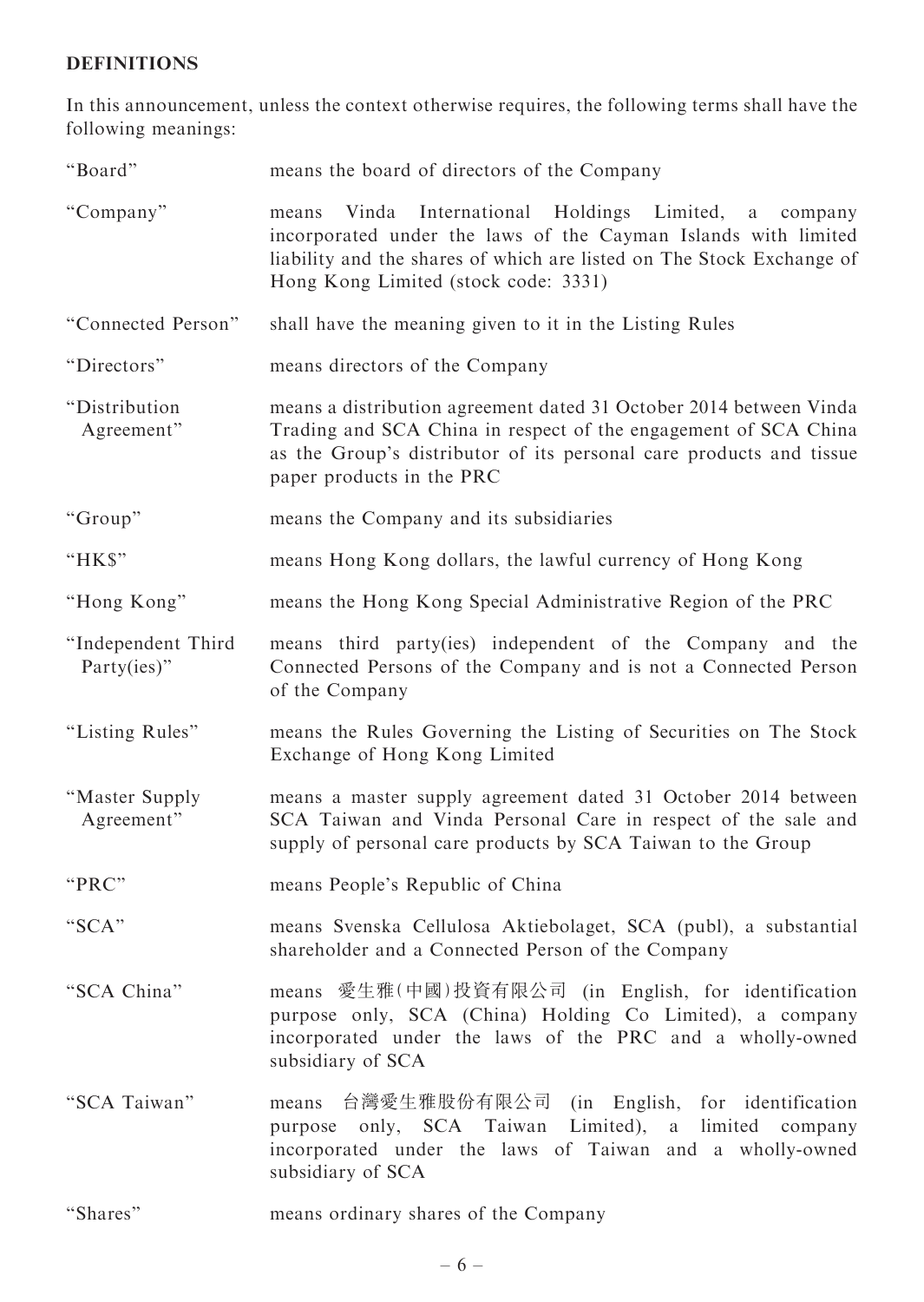**DEFINITIONS**

In this announcement, unless the context otherwise requires, the following terms shall have the following meanings:

| | |
|---|---|
| "Board" | means the board of directors of the Company |
| "Company" | means Vinda International Holdings Limited, a company incorporated under the laws of the Cayman Islands with limited liability and the shares of which are listed on The Stock Exchange of Hong Kong Limited (stock code: 3331) |
| "Connected Person" | shall have the meaning given to it in the Listing Rules |
| "Directors" | means directors of the Company |
| "Distribution Agreement" | means a distribution agreement dated 31 October 2014 between Vinda Trading and SCA China in respect of the engagement of SCA China as the Group's distributor of its personal care products and tissue paper products in the PRC |
| "Group" | means the Company and its subsidiaries |
| "HK$" | means Hong Kong dollars, the lawful currency of Hong Kong |
| "Hong Kong" | means the Hong Kong Special Administrative Region of the PRC |
| "Independent Third Party(ies)" | means third party(ies) independent of the Company and the Connected Persons of the Company and is not a Connected Person of the Company |
| "Listing Rules" | means the Rules Governing the Listing of Securities on The Stock Exchange of Hong Kong Limited |
| "Master Supply Agreement" | means a master supply agreement dated 31 October 2014 between SCA Taiwan and Vinda Personal Care in respect of the sale and supply of personal care products by SCA Taiwan to the Group |
| "PRC" | means People's Republic of China |
| "SCA" | means Svenska Cellulosa Aktiebolaget, SCA (publ), a substantial shareholder and a Connected Person of the Company |
| "SCA China" | means 愛生雅(中國)投資有限公司 (in English, for identification purpose only, SCA (China) Holding Co Limited), a company incorporated under the laws of the PRC and a wholly-owned subsidiary of SCA |
| "SCA Taiwan" | means 台灣愛生雅股份有限公司 (in English, for identification purpose only, SCA Taiwan Limited), a limited company incorporated under the laws of Taiwan and a wholly-owned subsidiary of SCA |
| "Shares" | means ordinary shares of the Company |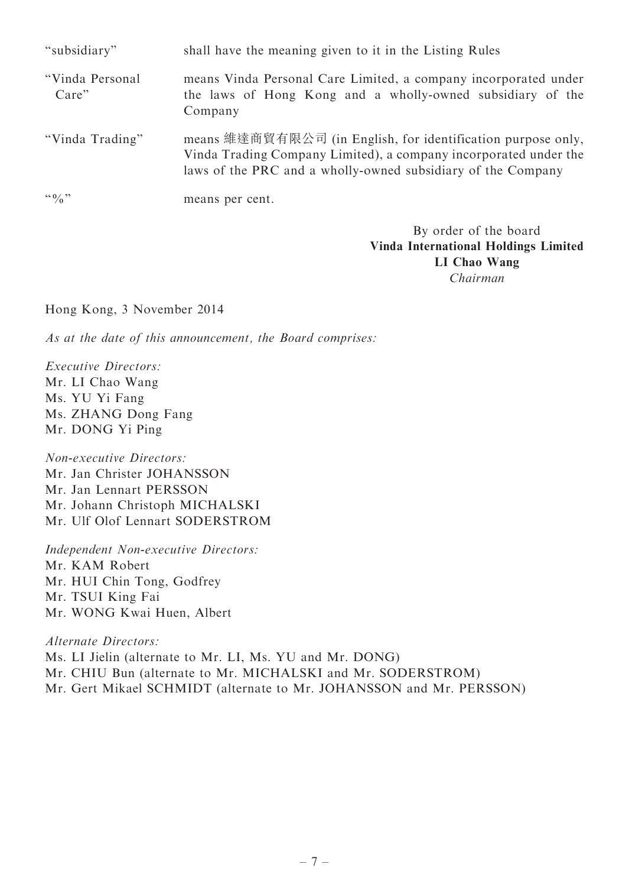| | |
|---|---|
| "subsidiary" | shall have the meaning given to it in the Listing Rules |
| "Vinda Personal Care" | means Vinda Personal Care Limited, a company incorporated under the laws of Hong Kong and a wholly-owned subsidiary of the Company |
| "Vinda Trading" | means 維達商貿有限公司 (in English, for identification purpose only, Vinda Trading Company Limited), a company incorporated under the laws of the PRC and a wholly-owned subsidiary of the Company |
| "%" | means per cent. |

By order of the board
**Vinda International Holdings Limited**
**LI Chao Wang**
*Chairman*

Hong Kong, 3 November 2014

*As at the date of this announcement, the Board comprises:*

*Executive Directors:*
Mr. LI Chao Wang
Ms. YU Yi Fang
Ms. ZHANG Dong Fang
Mr. DONG Yi Ping

*Non-executive Directors:*
Mr. Jan Christer JOHANSSON
Mr. Jan Lennart PERSSON
Mr. Johann Christoph MICHALSKI
Mr. Ulf Olof Lennart SODERSTROM

*Independent Non-executive Directors:*
Mr. KAM Robert
Mr. HUI Chin Tong, Godfrey
Mr. TSUI King Fai
Mr. WONG Kwai Huen, Albert

*Alternate Directors:*
Ms. LI Jielin (alternate to Mr. LI, Ms. YU and Mr. DONG)
Mr. CHIU Bun (alternate to Mr. MICHALSKI and Mr. SODERSTROM)
Mr. Gert Mikael SCHMIDT (alternate to Mr. JOHANSSON and Mr. PERSSON)